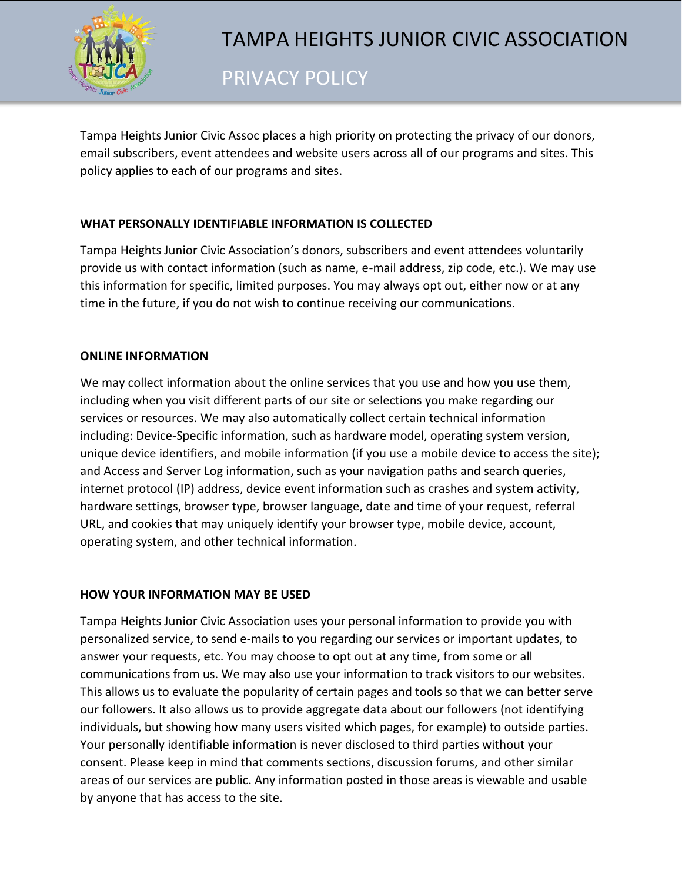# TAMPA HEIGHTS JUNIOR CIVIC ASSOCIATION

## PRIVACY POLICY

Tampa Heights Junior Civic Assoc places a high priority on protecting the privacy of our donors, email subscribers, event attendees and website users across all of our programs and sites. This policy applies to each of our programs and sites.

**WHAT PERSONALLY IDENTIFIABLE INFORMATION IS COLLECTED**

Tampa Heights Junior Civic Association's donors, subscribers and event attendees voluntarily provide us with contact information (such as name, e-mail address, zip code, etc.). We may use this information for specific, limited purposes. You may always opt out, either now or at any time in the future, if you do not wish to continue receiving our communications.

**ONLINE INFORMATION**

We may collect information about the online services that you use and how you use them, including when you visit different parts of our site or selections you make regarding our services or resources. We may also automatically collect certain technical information including: Device-Specific information, such as hardware model, operating system version, unique device identifiers, and mobile information (if you use a mobile device to access the site); and Access and Server Log information, such as your navigation paths and search queries, internet protocol (IP) address, device event information such as crashes and system activity, hardware settings, browser type, browser language, date and time of your request, referral URL, and cookies that may uniquely identify your browser type, mobile device, account, operating system, and other technical information.

**HOW YOUR INFORMATION MAY BE USED**

Tampa Heights Junior Civic Association uses your personal information to provide you with personalized service, to send e-mails to you regarding our services or important updates, to answer your requests, etc. You may choose to opt out at any time, from some or all communications from us. We may also use your information to track visitors to our websites. This allows us to evaluate the popularity of certain pages and tools so that we can better serve our followers. It also allows us to provide aggregate data about our followers (not identifying individuals, but showing how many users visited which pages, for example) to outside parties. Your personally identifiable information is never disclosed to third parties without your consent. Please keep in mind that comments sections, discussion forums, and other similar areas of our services are public. Any information posted in those areas is viewable and usable by anyone that has access to the site.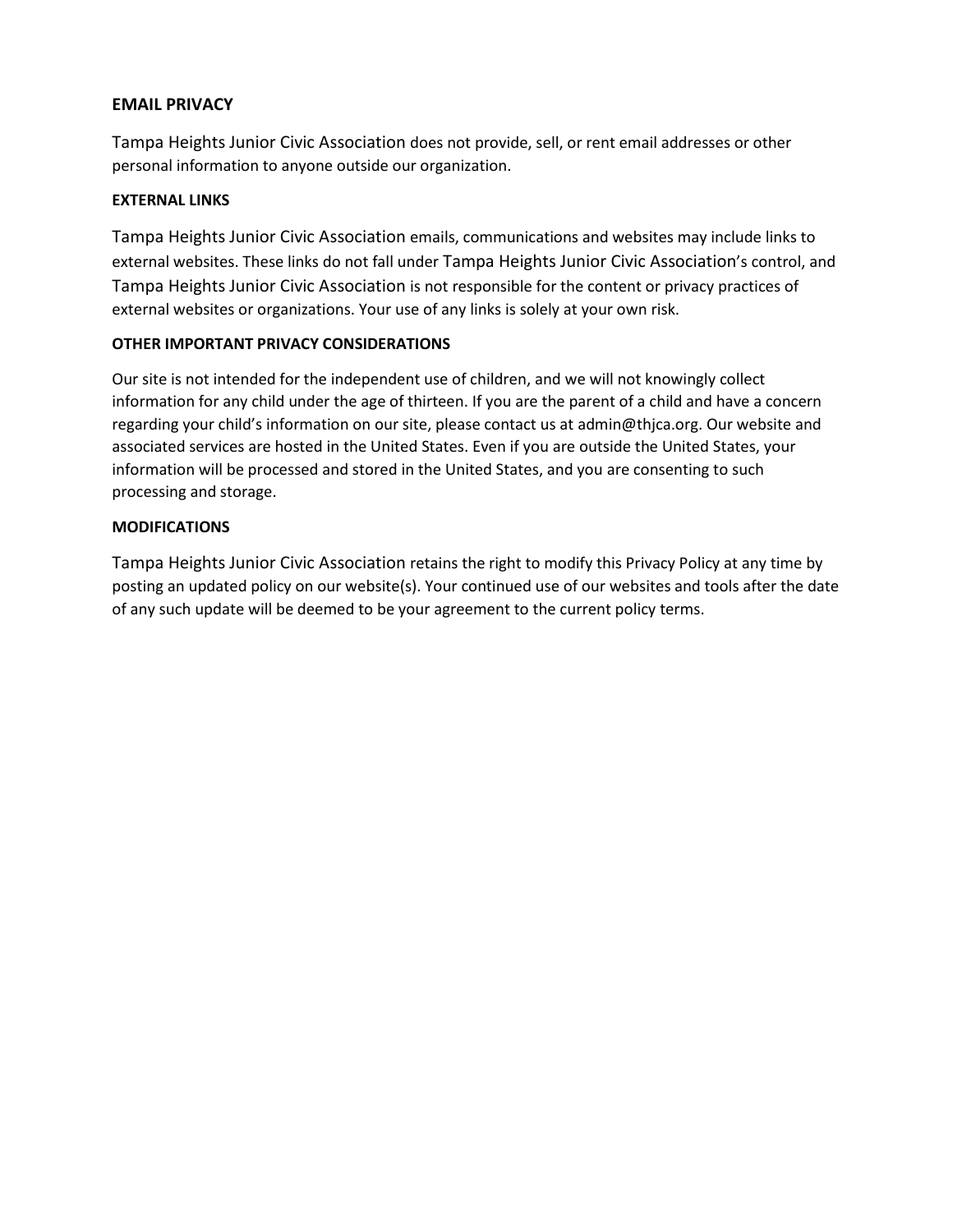## EMAIL PRIVACY

Tampa Heights Junior Civic Association does not provide, sell, or rent email addresses or other personal information to anyone outside our organization.

### EXTERNAL LINKS

Tampa Heights Junior Civic Association emails, communications and websites may include links to external websites. These links do not fall under Tampa Heights Junior Civic Association's control, and Tampa Heights Junior Civic Association is not responsible for the content or privacy practices of external websites or organizations. Your use of any links is solely at your own risk.

### OTHER IMPORTANT PRIVACY CONSIDERATIONS

Our site is not intended for the independent use of children, and we will not knowingly collect information for any child under the age of thirteen. If you are the parent of a child and have a concern regarding your child's information on our site, please contact us at admin@thjca.org. Our website and associated services are hosted in the United States. Even if you are outside the United States, your information will be processed and stored in the United States, and you are consenting to such processing and storage.

### MODIFICATIONS

Tampa Heights Junior Civic Association retains the right to modify this Privacy Policy at any time by posting an updated policy on our website(s). Your continued use of our websites and tools after the date of any such update will be deemed to be your agreement to the current policy terms.